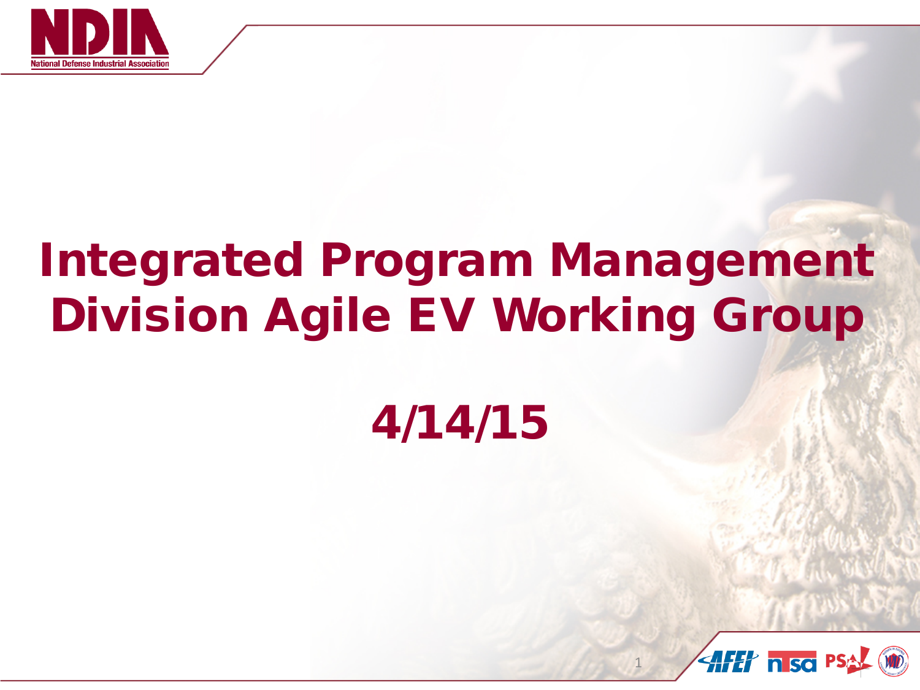# Integrated Program Management Division Agile EV Working Group

## 4/14/15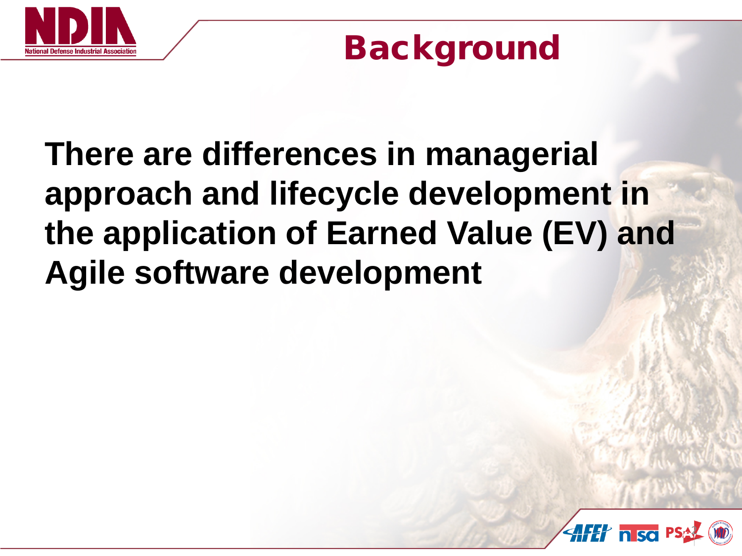# Background

**There are differences in managerial approach and lifecycle development in the application of Earned Value (EV) and Agile software development**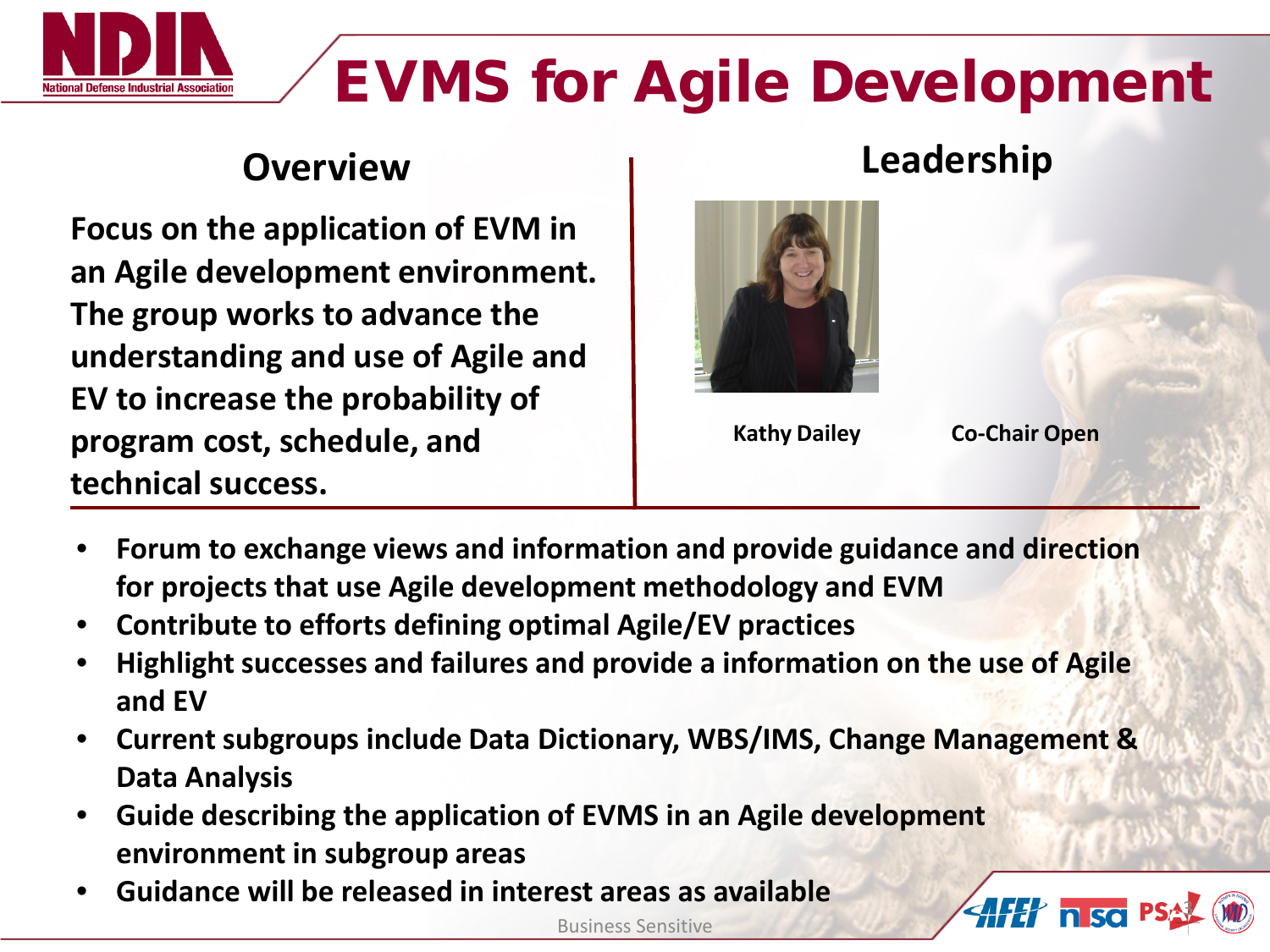# EVMS for Agile Development

## Overview

**Focus on the application of EVM in an Agile development environment. The group works to advance the understanding and use of Agile and EV to increase the probability of program cost, schedule, and technical success.**

## Leadership

**Kathy Dailey**

**Co-Chair Open**

- **Forum to exchange views and information and provide guidance and direction for projects that use Agile development methodology and EVM**
- **Contribute to efforts defining optimal Agile/EV practices**
- **Highlight successes and failures and provide a information on the use of Agile and EV**
- **Current subgroups include Data Dictionary, WBS/IMS, Change Management & Data Analysis**
- **Guide describing the application of EVMS in an Agile development environment in subgroup areas**
- **Guidance will be released in interest areas as available**

Business Sensitive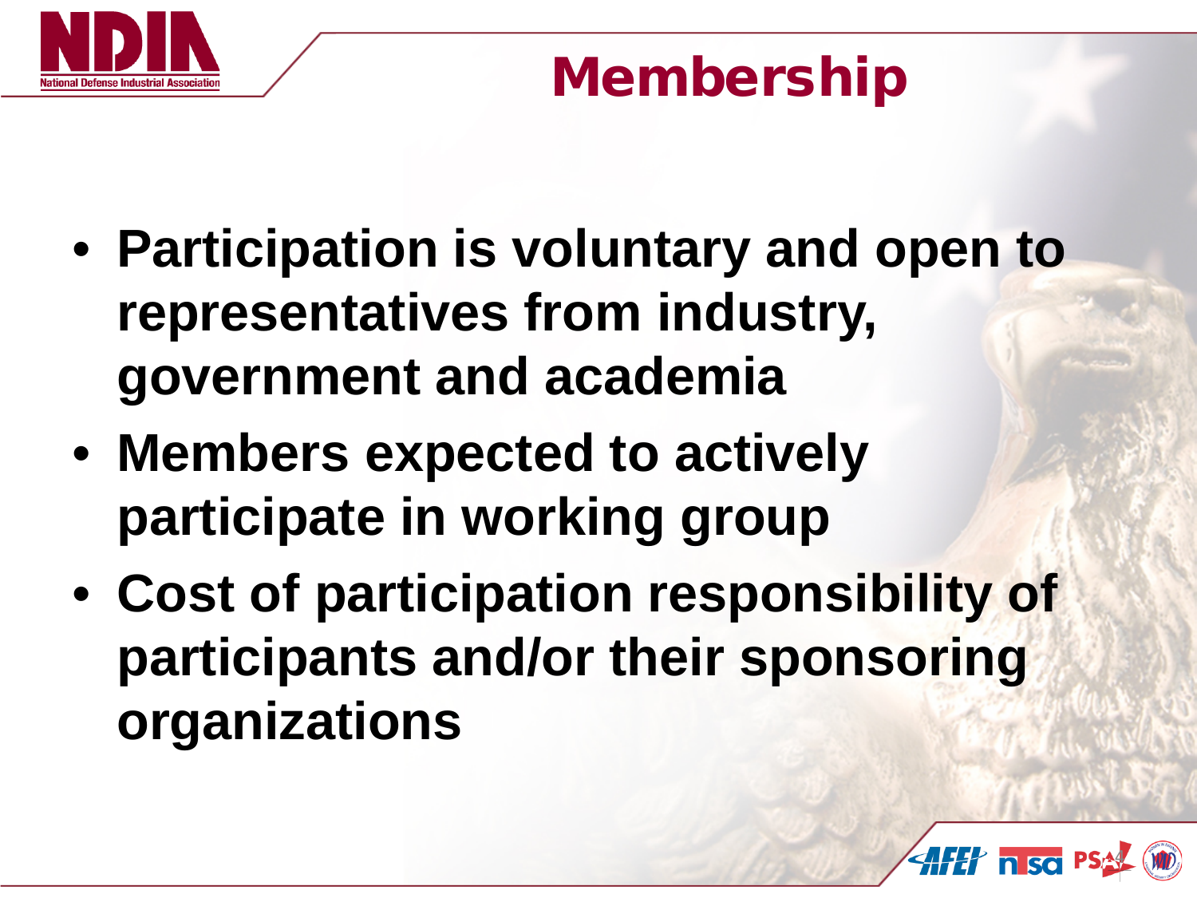# Membership

- **Participation is voluntary and open to representatives from industry, government and academia**
- **Members expected to actively participate in working group**
- **Cost of participation responsibility of participants and/or their sponsoring organizations**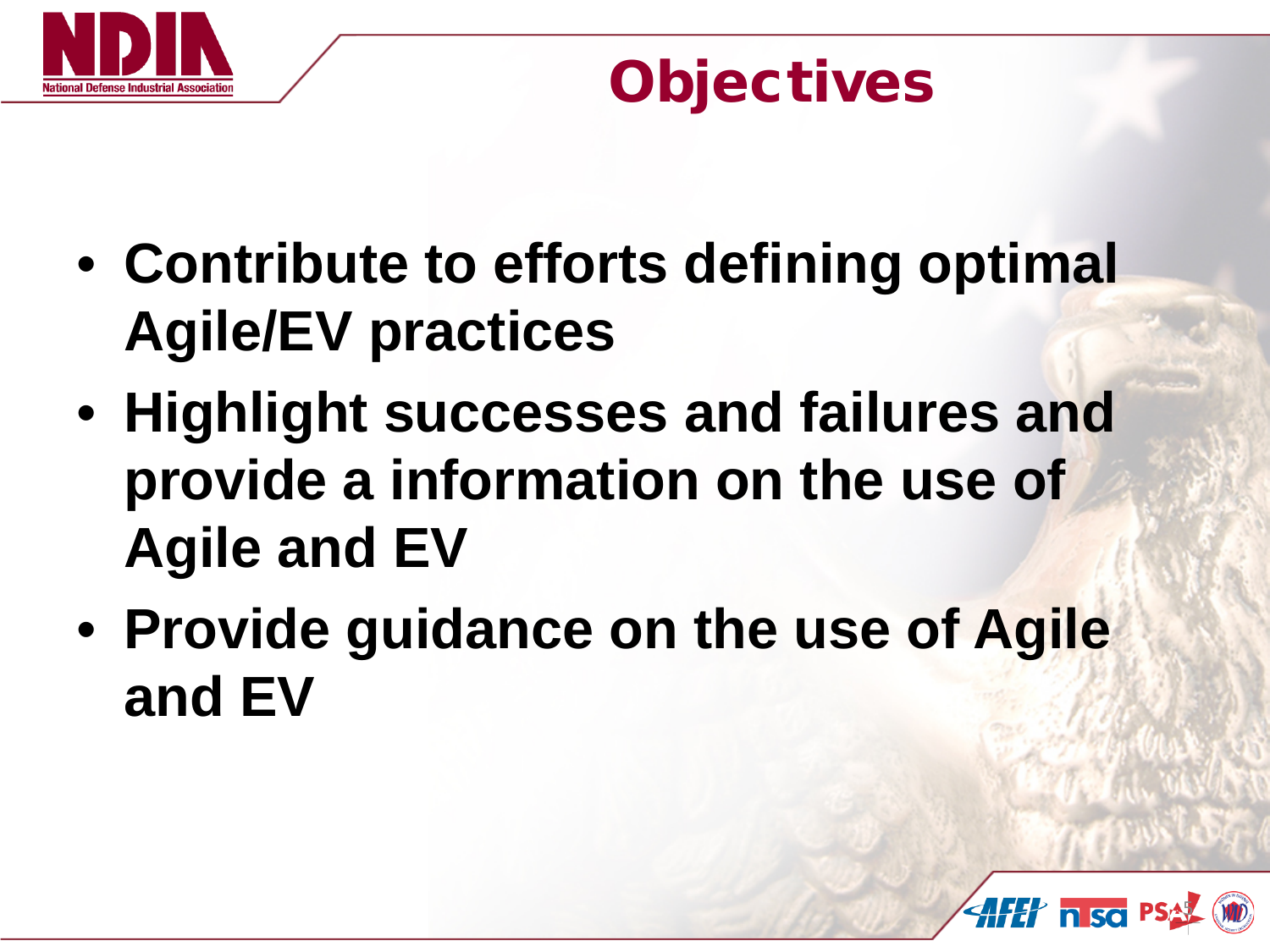# Objectives

- **Contribute to efforts defining optimal Agile/EV practices**
- **Highlight successes and failures and provide a information on the use of Agile and EV**
- **Provide guidance on the use of Agile and EV**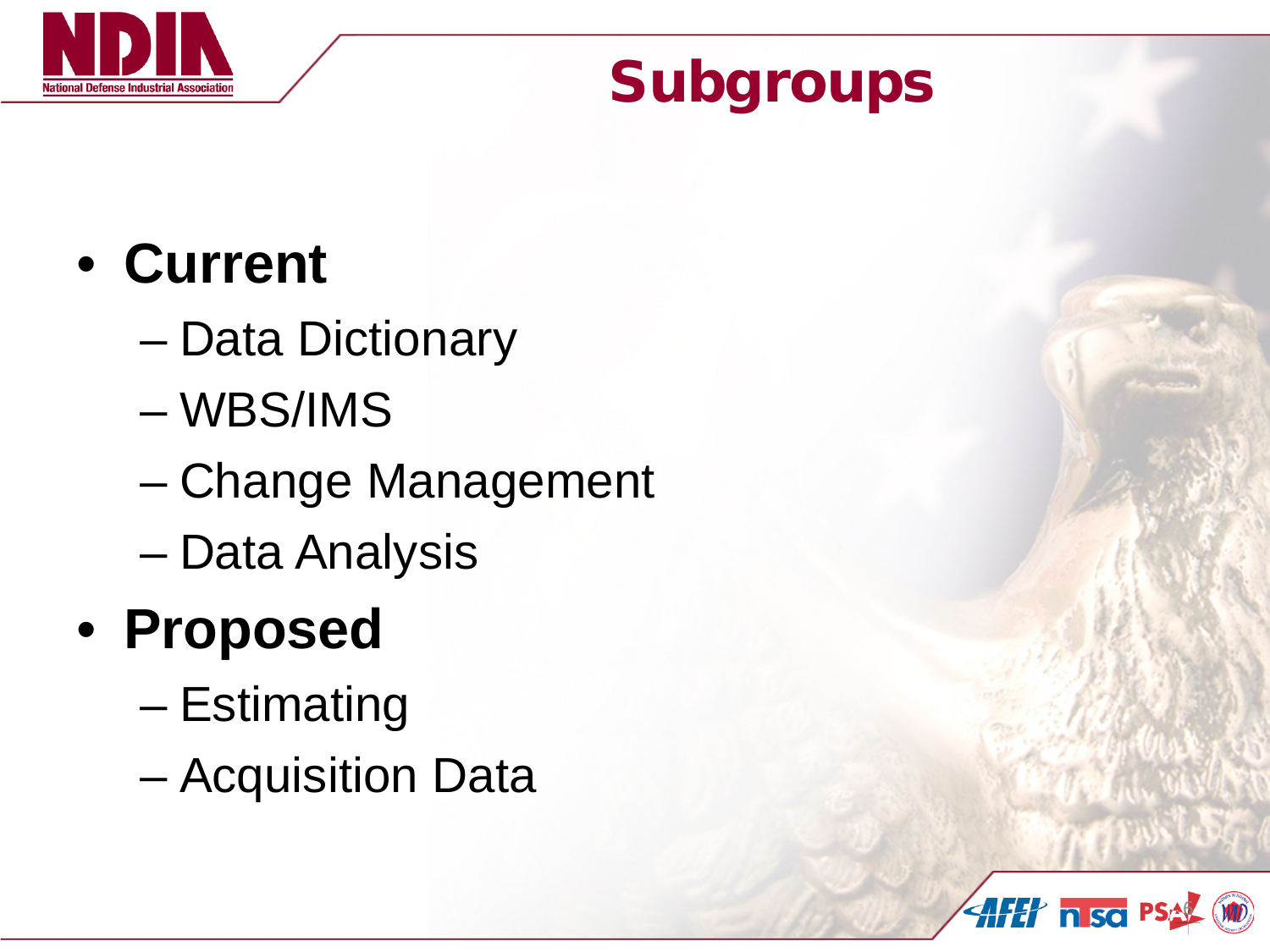# Subgroups

- **Current**
  - Data Dictionary
  - WBS/IMS
  - Change Management
  - Data Analysis
- **Proposed**
  - Estimating
  - Acquisition Data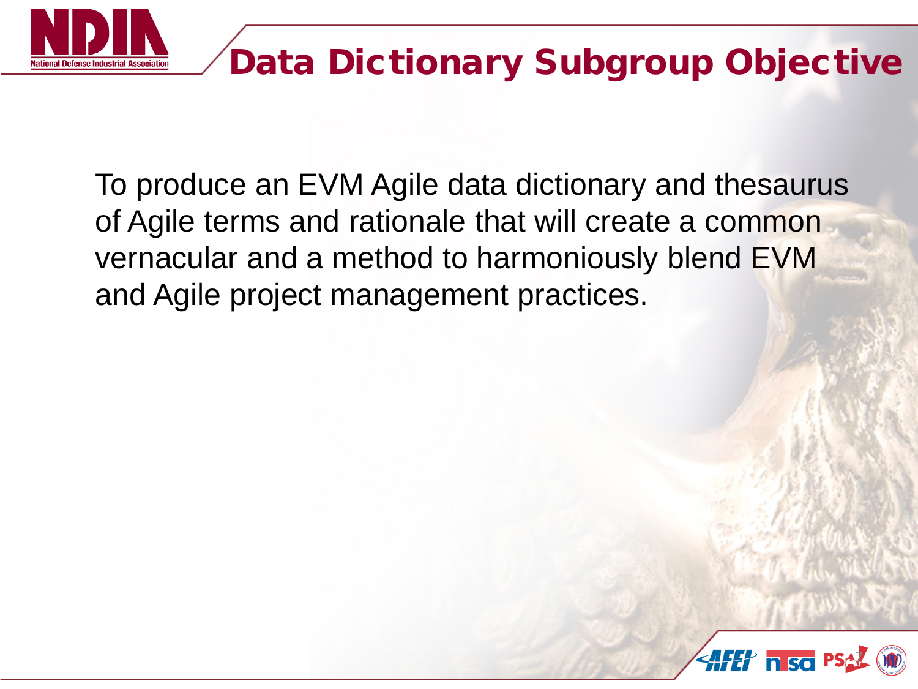# Data Dictionary Subgroup Objective

To produce an EVM Agile data dictionary and thesaurus of Agile terms and rationale that will create a common vernacular and a method to harmoniously blend EVM and Agile project management practices.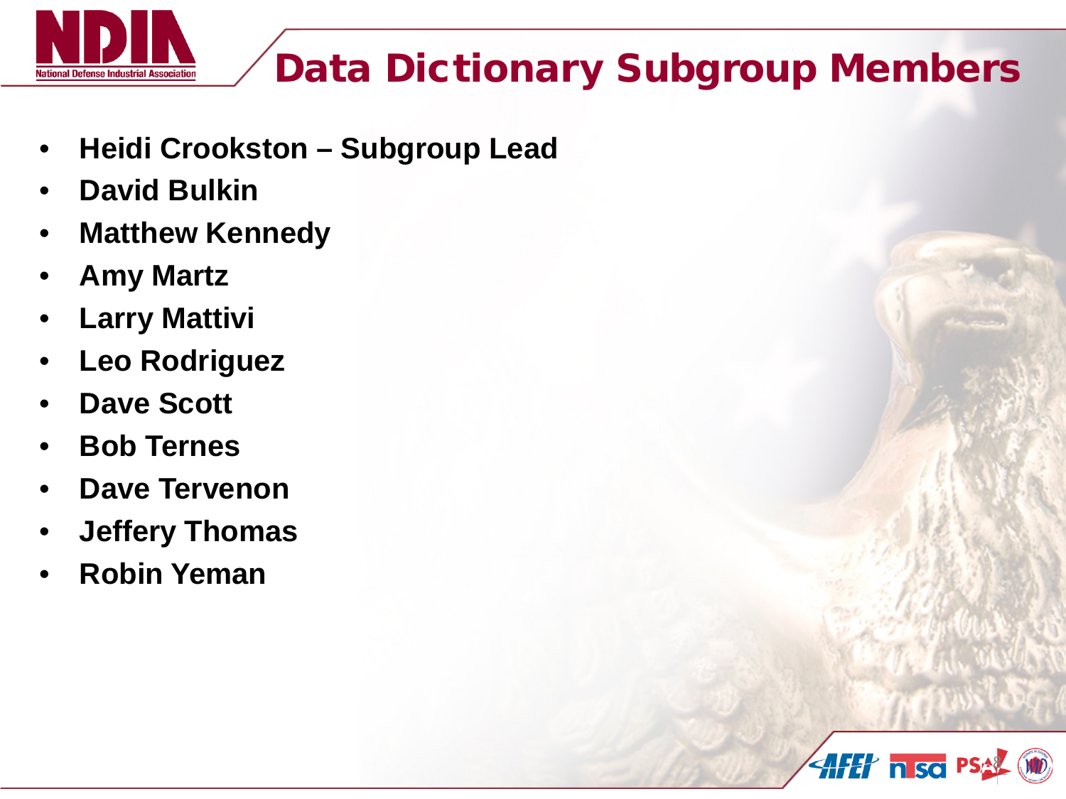# Data Dictionary Subgroup Members

- **Heidi Crookston – Subgroup Lead**
- **David Bulkin**
- **Matthew Kennedy**
- **Amy Martz**
- **Larry Mattivi**
- **Leo Rodriguez**
- **Dave Scott**
- **Bob Ternes**
- **Dave Tervenon**
- **Jeffery Thomas**
- **Robin Yeman**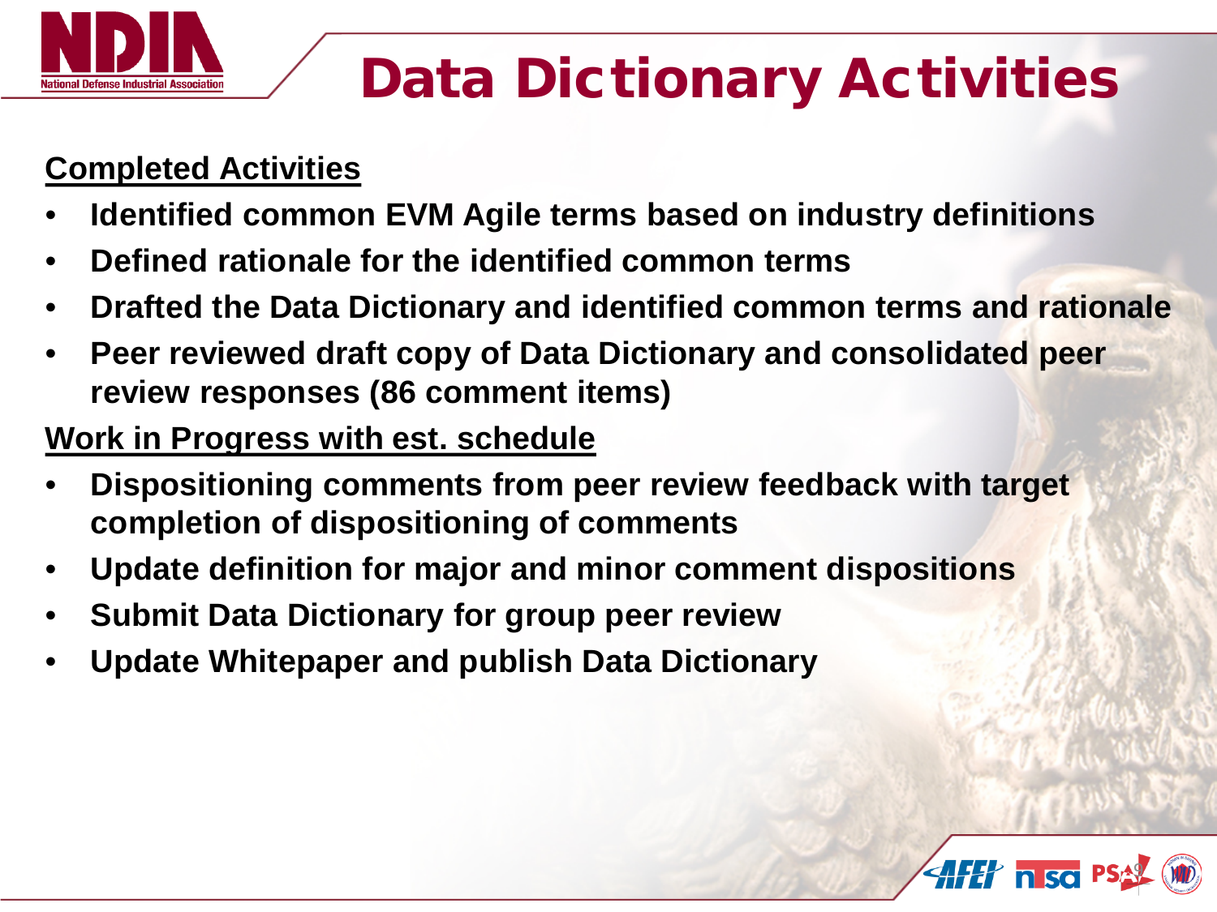# Data Dictionary Activities

**Completed Activities**

- **Identified common EVM Agile terms based on industry definitions**
- **Defined rationale for the identified common terms**
- **Drafted the Data Dictionary and identified common terms and rationale**
- **Peer reviewed draft copy of Data Dictionary and consolidated peer review responses (86 comment items)**

**Work in Progress with est. schedule**

- **Dispositioning comments from peer review feedback with target completion of dispositioning of comments**
- **Update definition for major and minor comment dispositions**
- **Submit Data Dictionary for group peer review**
- **Update Whitepaper and publish Data Dictionary**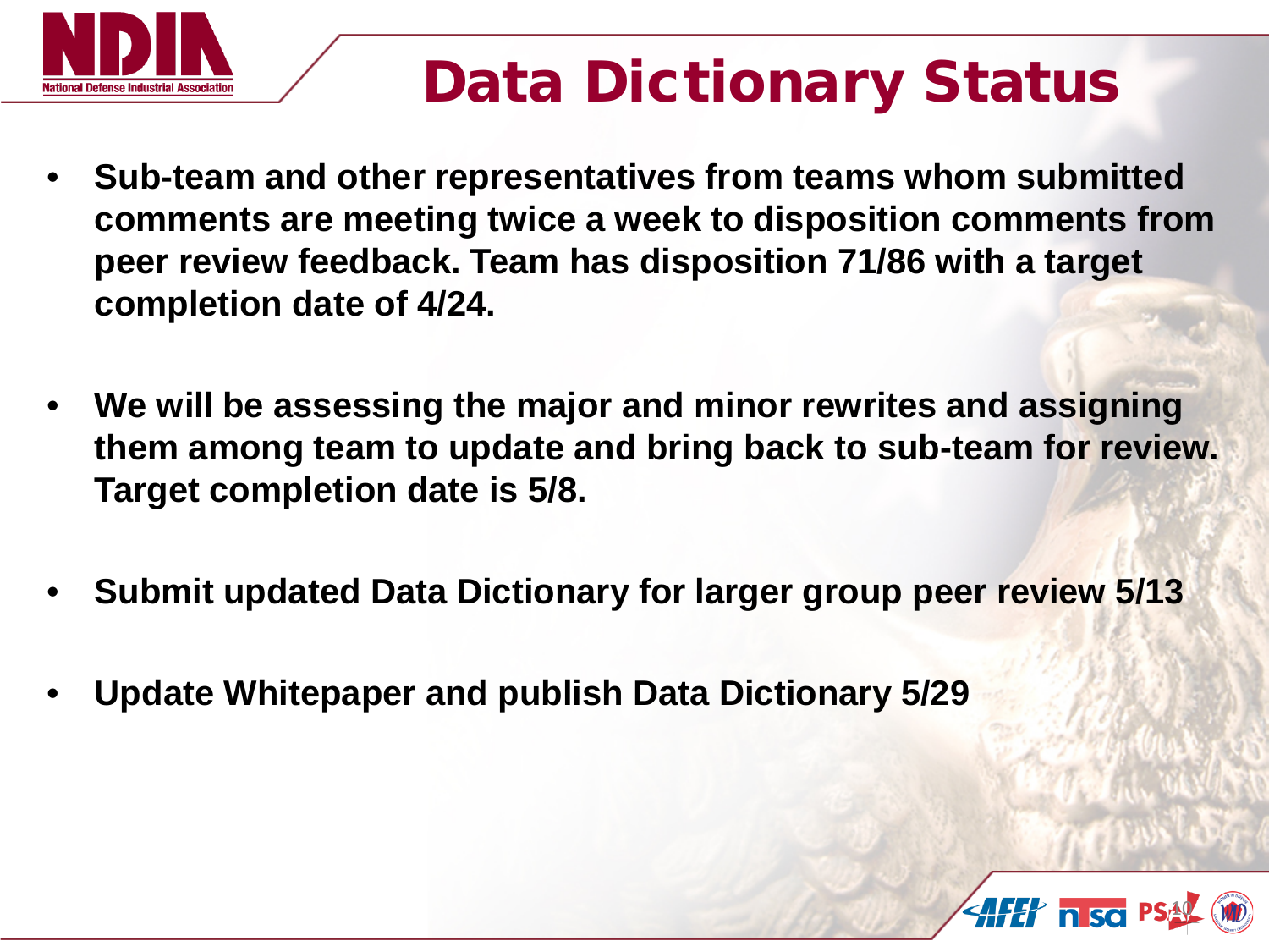# Data Dictionary Status

- **Sub-team and other representatives from teams whom submitted comments are meeting twice a week to disposition comments from peer review feedback. Team has disposition 71/86 with a target completion date of 4/24.**
- **We will be assessing the major and minor rewrites and assigning them among team to update and bring back to sub-team for review. Target completion date is 5/8.**
- **Submit updated Data Dictionary for larger group peer review 5/13**
- **Update Whitepaper and publish Data Dictionary 5/29**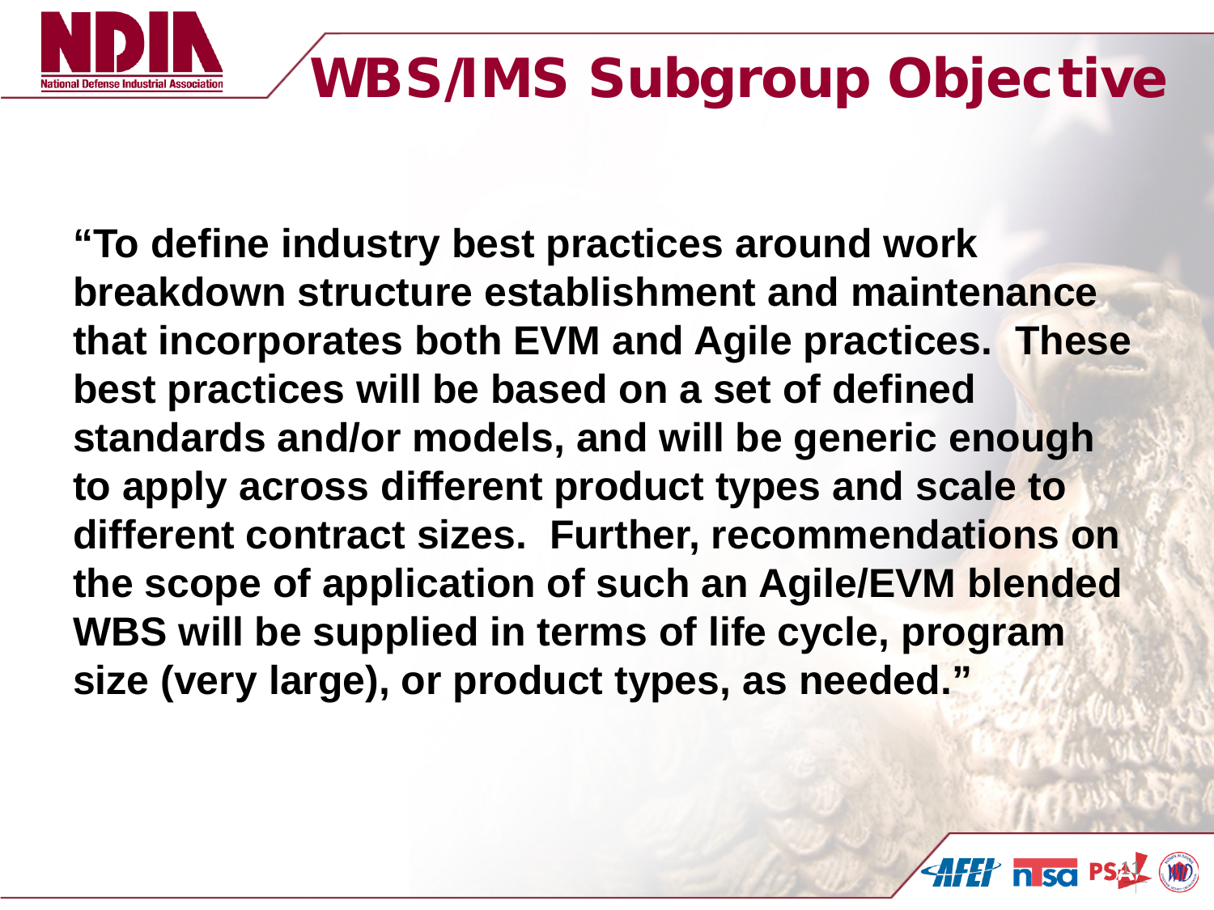# WBS/IMS Subgroup Objective

**"To define industry best practices around work breakdown structure establishment and maintenance that incorporates both EVM and Agile practices. These best practices will be based on a set of defined standards and/or models, and will be generic enough to apply across different product types and scale to different contract sizes. Further, recommendations on the scope of application of such an Agile/EVM blended WBS will be supplied in terms of life cycle, program size (very large), or product types, as needed."**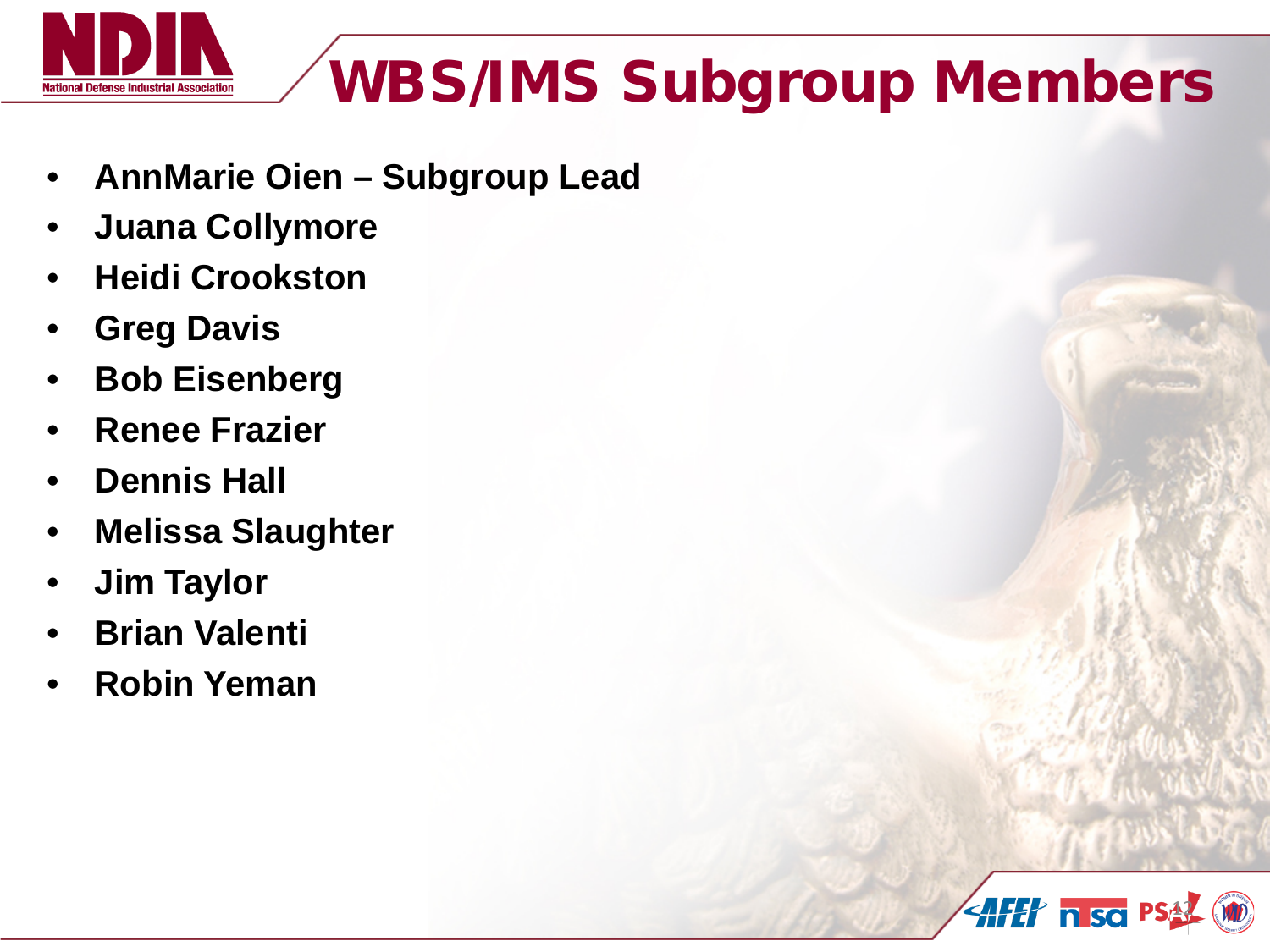# WBS/IMS Subgroup Members

- **AnnMarie Oien – Subgroup Lead**
- **Juana Collymore**
- **Heidi Crookston**
- **Greg Davis**
- **Bob Eisenberg**
- **Renee Frazier**
- **Dennis Hall**
- **Melissa Slaughter**
- **Jim Taylor**
- **Brian Valenti**
- **Robin Yeman**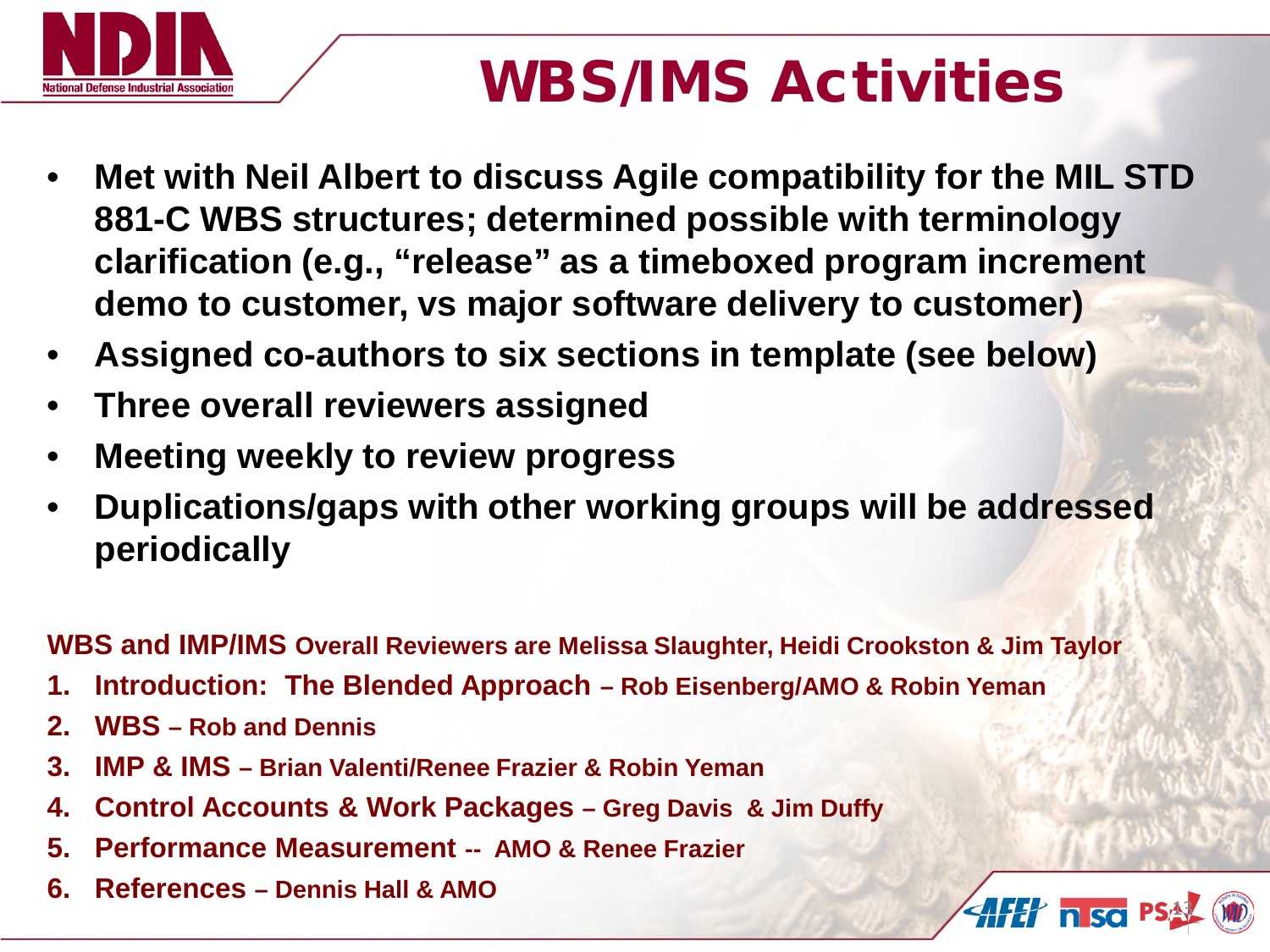# WBS/IMS Activities

- **Met with Neil Albert to discuss Agile compatibility for the MIL STD 881-C WBS structures; determined possible with terminology clarification (e.g., "release" as a timeboxed program increment demo to customer, vs major software delivery to customer)**
- **Assigned co-authors to six sections in template (see below)**
- **Three overall reviewers assigned**
- **Meeting weekly to review progress**
- **Duplications/gaps with other working groups will be addressed periodically**

**WBS and IMP/IMS Overall Reviewers are Melissa Slaughter, Heidi Crookston & Jim Taylor**

1. **Introduction: The Blended Approach – Rob Eisenberg/AMO & Robin Yeman**
2. **WBS – Rob and Dennis**
3. **IMP & IMS – Brian Valenti/Renee Frazier & Robin Yeman**
4. **Control Accounts & Work Packages – Greg Davis & Jim Duffy**
5. **Performance Measurement -- AMO & Renee Frazier**
6. **References – Dennis Hall & AMO**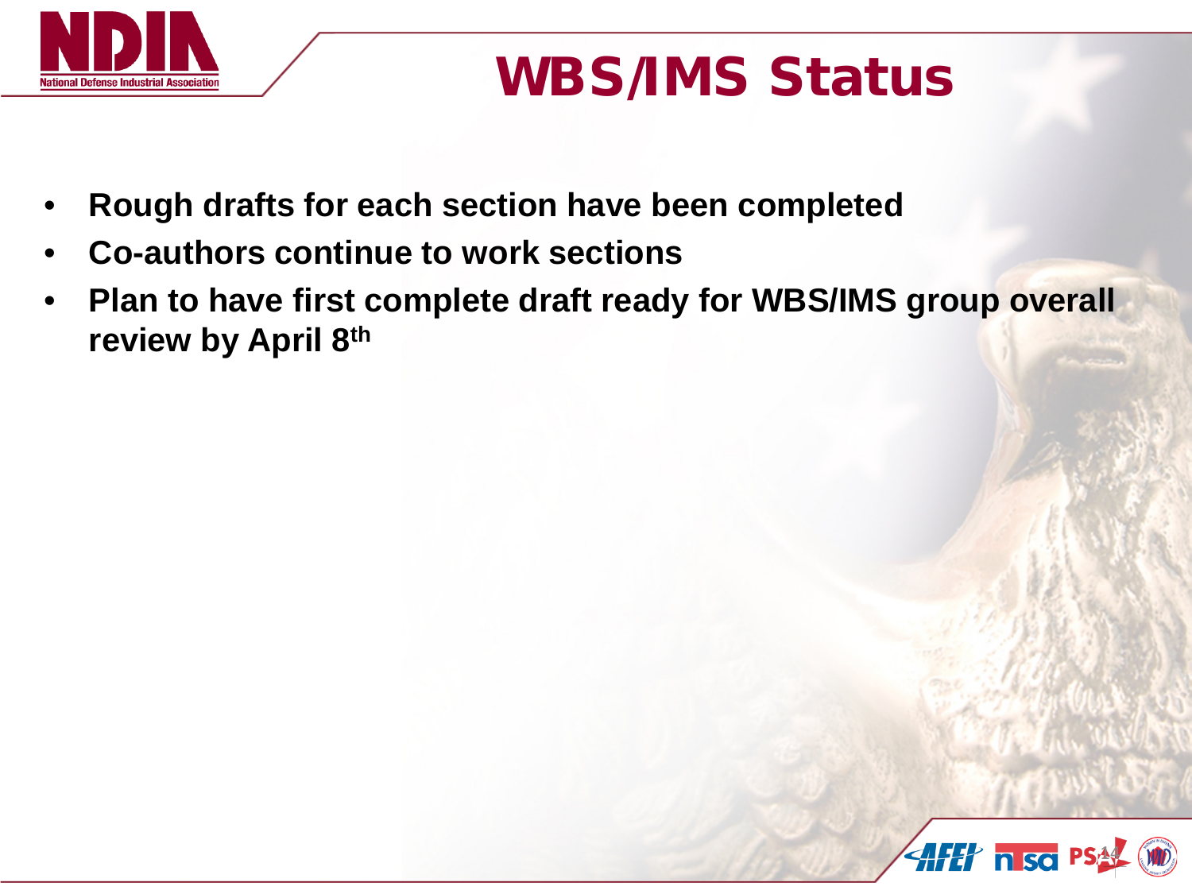# WBS/IMS Status

- **Rough drafts for each section have been completed**
- **Co-authors continue to work sections**
- **Plan to have first complete draft ready for WBS/IMS group overall review by April 8th**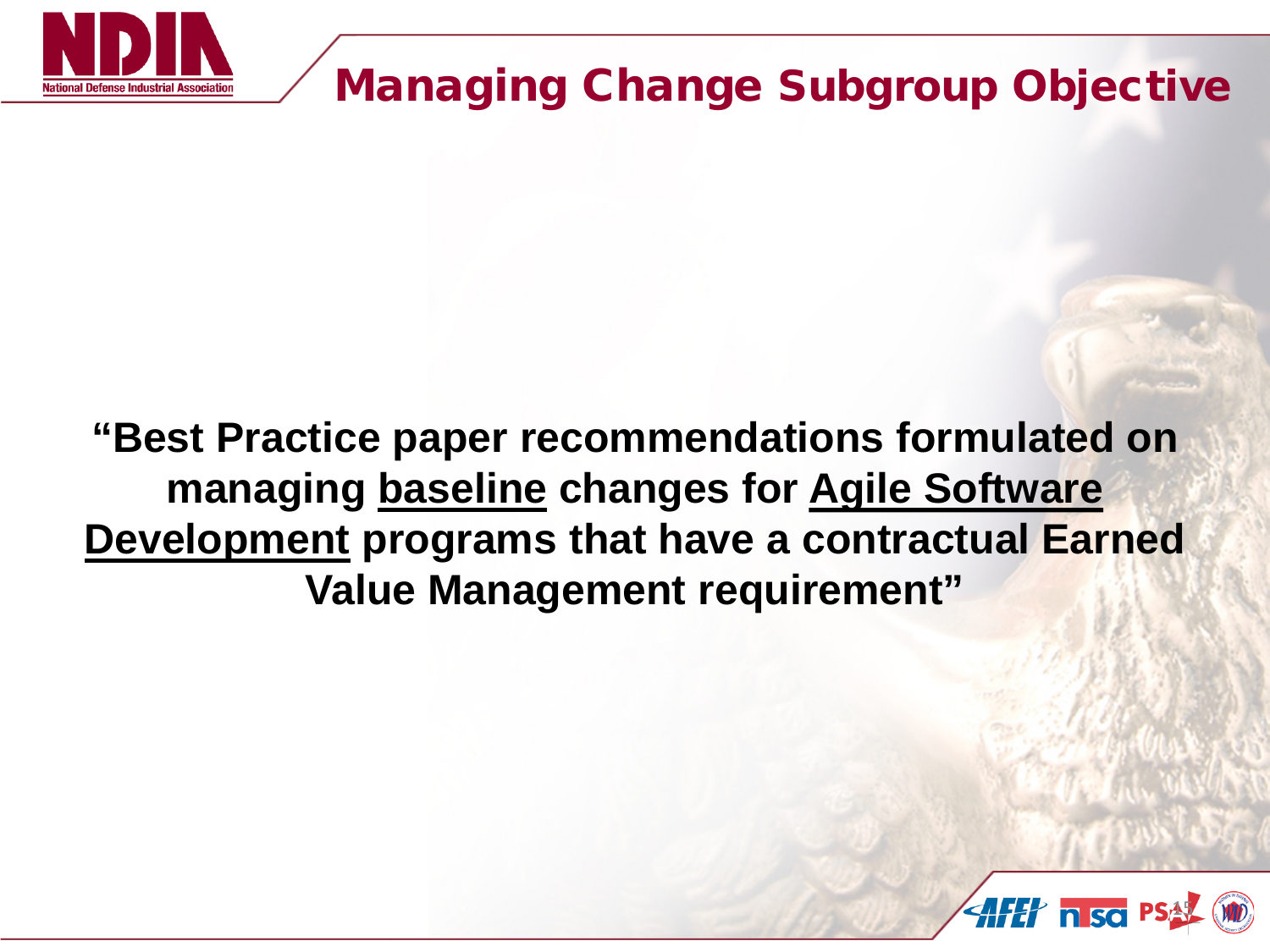# Managing Change Subgroup Objective

**"Best Practice paper recommendations formulated on managing <u>baseline</u> changes for <u>Agile Software Development</u> programs that have a contractual Earned Value Management requirement"**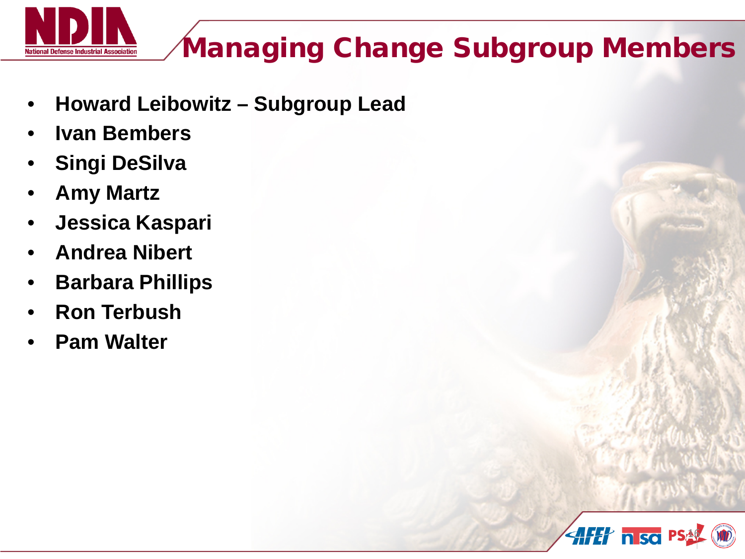# Managing Change Subgroup Members

- **Howard Leibowitz – Subgroup Lead**
- **Ivan Bembers**
- **Singi DeSilva**
- **Amy Martz**
- **Jessica Kaspari**
- **Andrea Nibert**
- **Barbara Phillips**
- **Ron Terbush**
- **Pam Walter**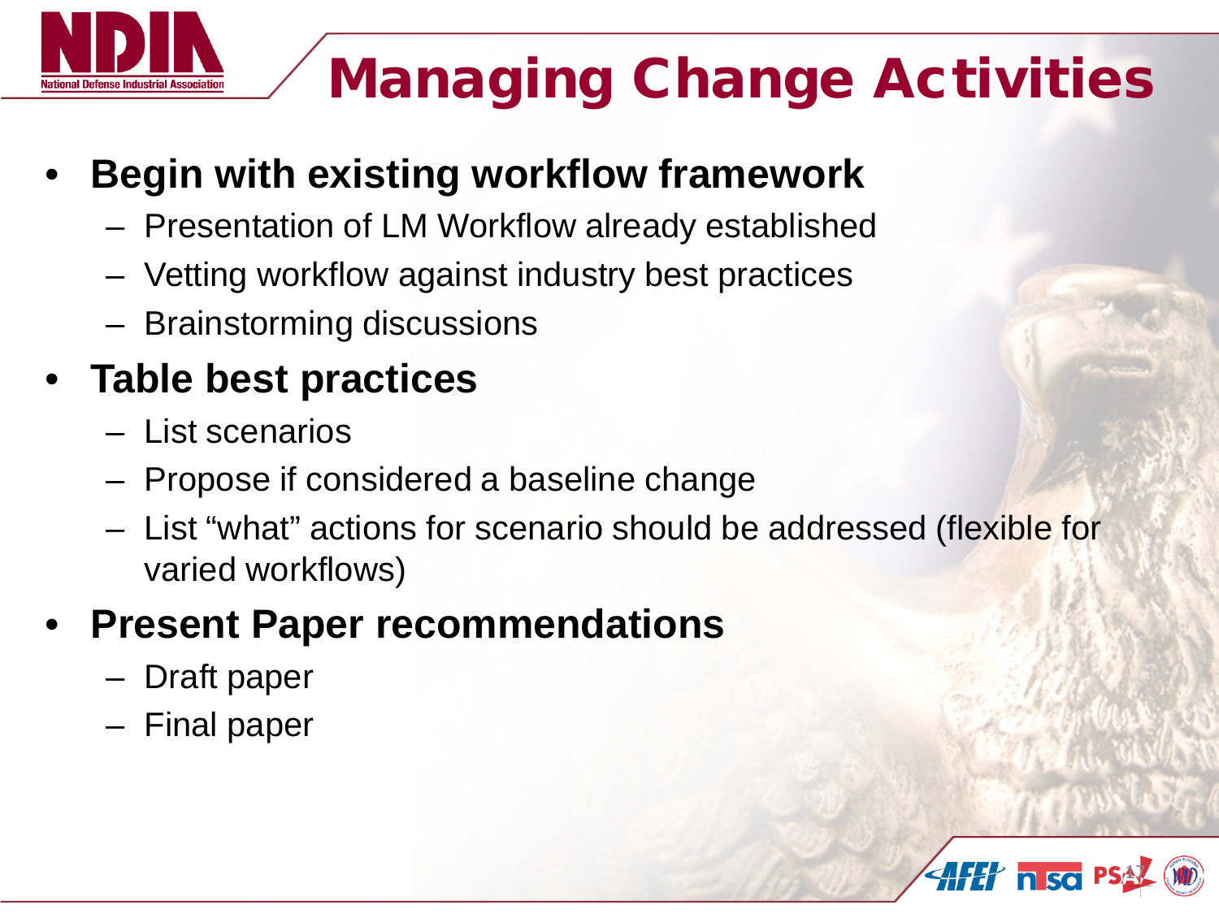# Managing Change Activities

- **Begin with existing workflow framework**
  - Presentation of LM Workflow already established
  - Vetting workflow against industry best practices
  - Brainstorming discussions
- **Table best practices**
  - List scenarios
  - Propose if considered a baseline change
  - List "what" actions for scenario should be addressed (flexible for varied workflows)
- **Present Paper recommendations**
  - Draft paper
  - Final paper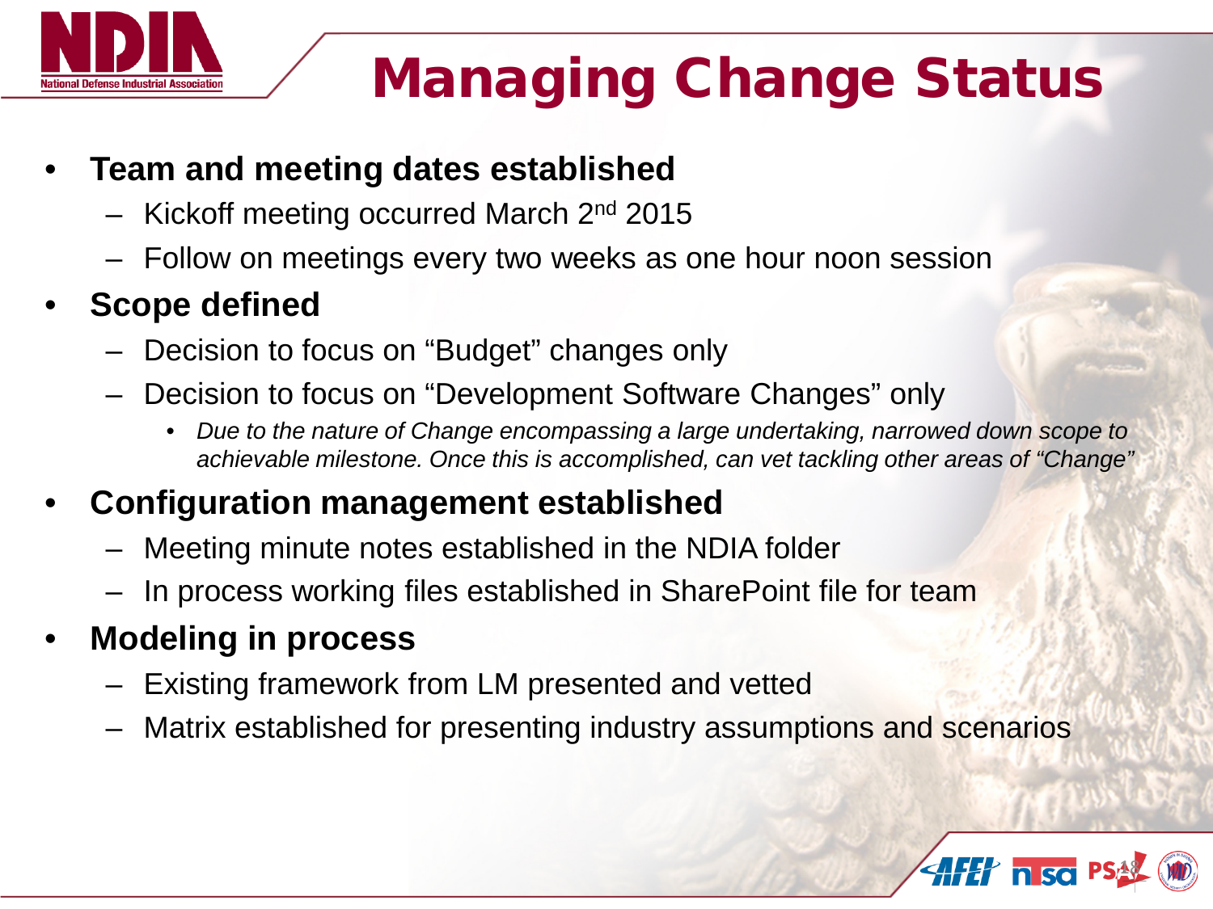# Managing Change Status

- **Team and meeting dates established**
  - Kickoff meeting occurred March 2nd 2015
  - Follow on meetings every two weeks as one hour noon session
- **Scope defined**
  - Decision to focus on “Budget” changes only
  - Decision to focus on “Development Software Changes” only
    - *Due to the nature of Change encompassing a large undertaking, narrowed down scope to achievable milestone. Once this is accomplished, can vet tackling other areas of “Change”*
- **Configuration management established**
  - Meeting minute notes established in the NDIA folder
  - In process working files established in SharePoint file for team
- **Modeling in process**
  - Existing framework from LM presented and vetted
  - Matrix established for presenting industry assumptions and scenarios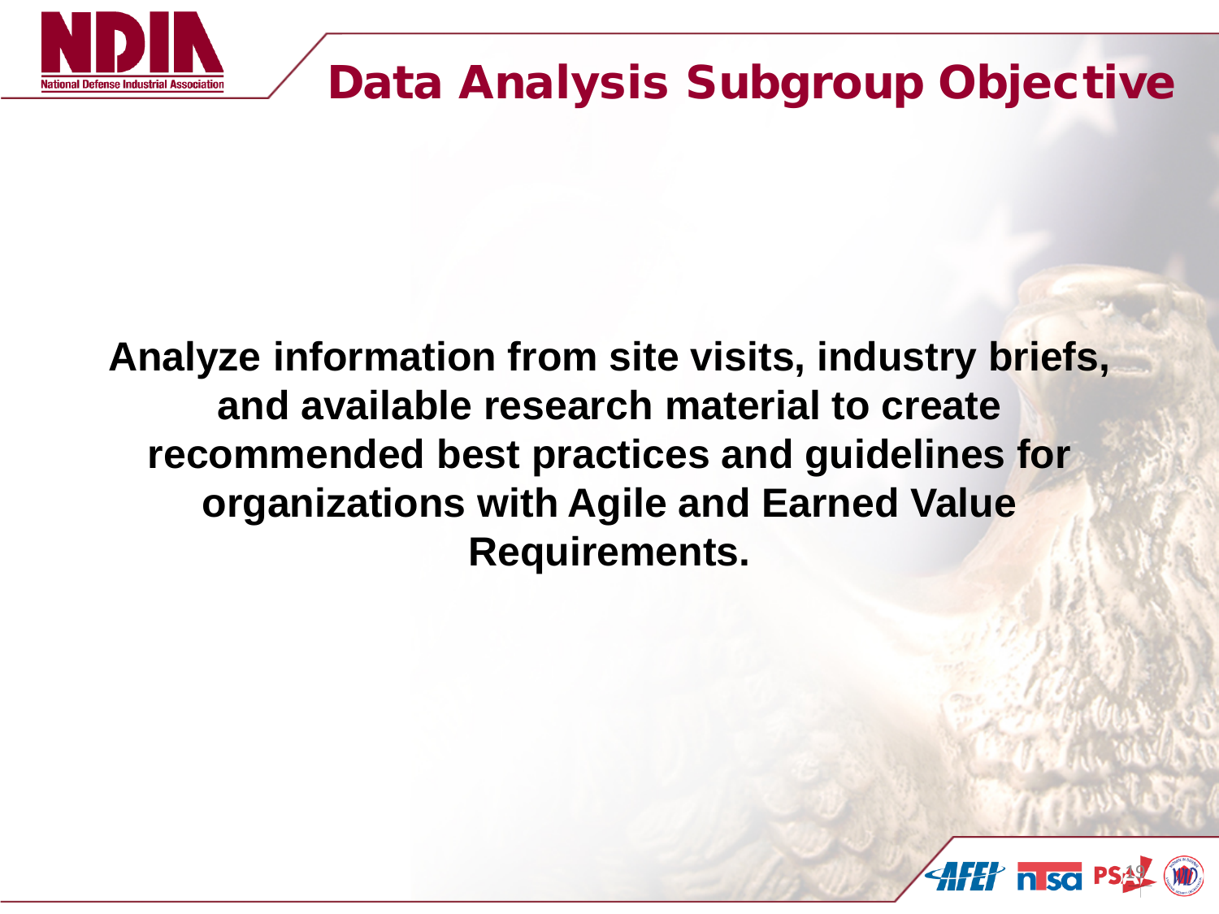# Data Analysis Subgroup Objective

**Analyze information from site visits, industry briefs, and available research material to create recommended best practices and guidelines for organizations with Agile and Earned Value Requirements.**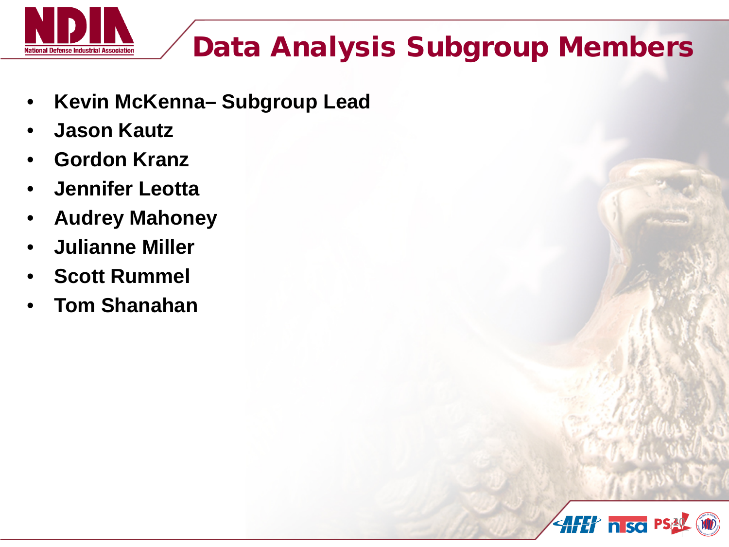# Data Analysis Subgroup Members

- **Kevin McKenna– Subgroup Lead**
- **Jason Kautz**
- **Gordon Kranz**
- **Jennifer Leotta**
- **Audrey Mahoney**
- **Julianne Miller**
- **Scott Rummel**
- **Tom Shanahan**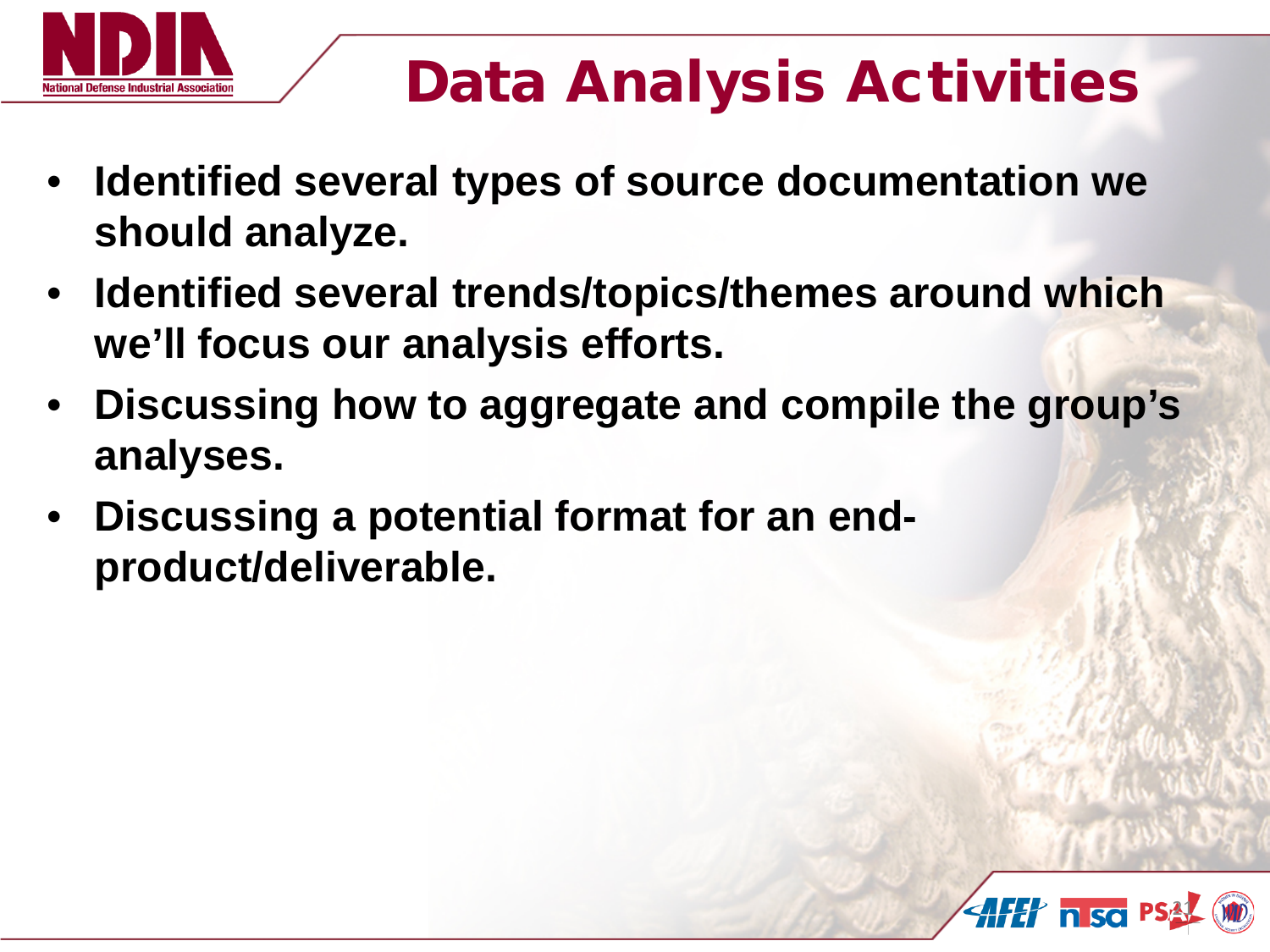# Data Analysis Activities

- **Identified several types of source documentation we should analyze.**
- **Identified several trends/topics/themes around which we'll focus our analysis efforts.**
- **Discussing how to aggregate and compile the group's analyses.**
- **Discussing a potential format for an end-product/deliverable.**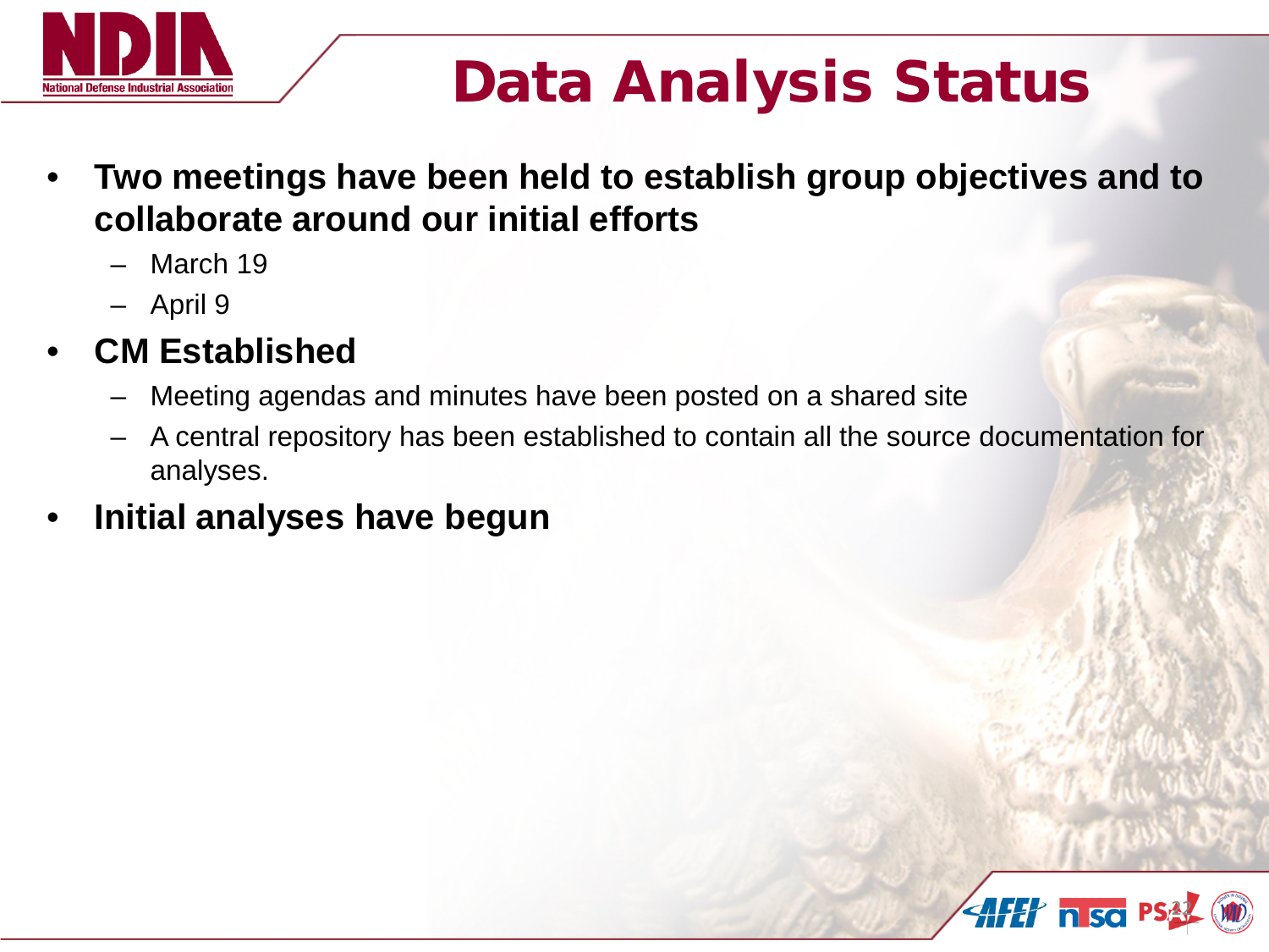# Data Analysis Status

- **Two meetings have been held to establish group objectives and to collaborate around our initial efforts**
  - March 19
  - April 9
- **CM Established**
  - Meeting agendas and minutes have been posted on a shared site
  - A central repository has been established to contain all the source documentation for analyses.
- **Initial analyses have begun**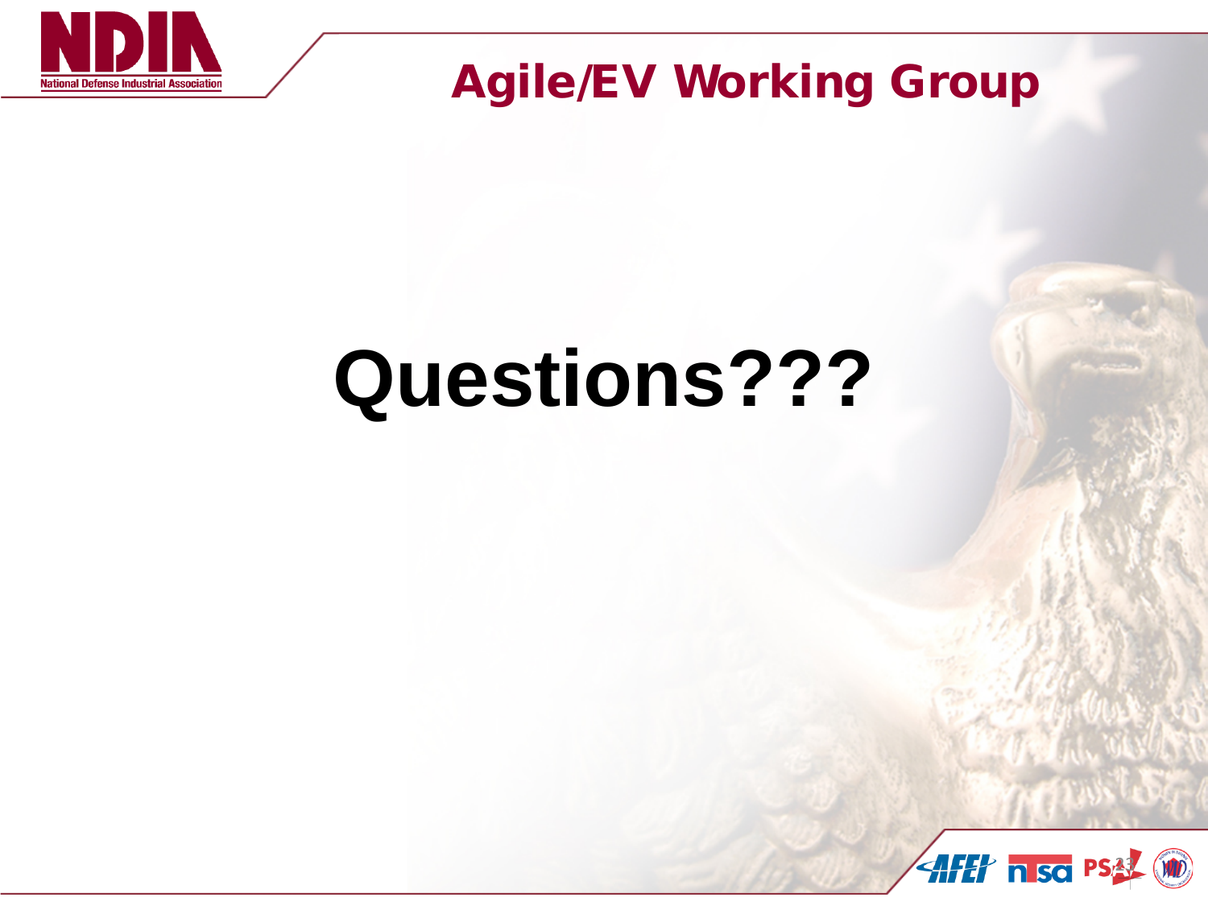# Agile/EV Working Group

# Questions???